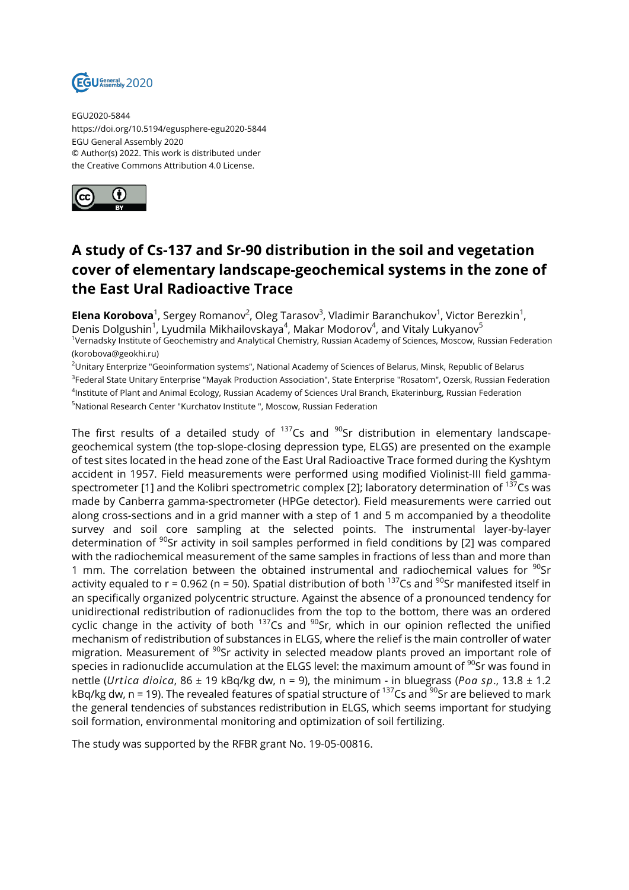EGU2020-5844
https://doi.org/10.5194/egusphere-egu2020-5844
EGU General Assembly 2020
© Author(s) 2022. This work is distributed under
the Creative Commons Attribution 4.0 License.

# A study of Cs-137 and Sr-90 distribution in the soil and vegetation cover of elementary landscape-geochemical systems in the zone of the East Ural Radioactive Trace

**Elena Korobova**[1], Sergey Romanov[2], Oleg Tarasov[3], Vladimir Baranchukov[1], Victor Berezkin[1], Denis Dolgushin[1], Lyudmila Mikhailovskaya[4], Makar Modorov[4], and Vitaly Lukyanov[5]

[1]Vernadsky Institute of Geochemistry and Analytical Chemistry, Russian Academy of Sciences, Moscow, Russian Federation (korobova@geokhi.ru)

[2]Unitary Enterprize "Geoinformation systems", National Academy of Sciences of Belarus, Minsk, Republic of Belarus

[3]Federal State Unitary Enterprise "Mayak Production Association", State Enterprise "Rosatom", Ozersk, Russian Federation

[4]Institute of Plant and Animal Ecology, Russian Academy of Sciences Ural Branch, Ekaterinburg, Russian Federation

[5]National Research Center "Kurchatov Institute ", Moscow, Russian Federation

The first results of a detailed study of $^{137}$Cs and $^{90}$Sr distribution in elementary landscape-geochemical system (the top-slope-closing depression type, ELGS) are presented on the example of test sites located in the head zone of the East Ural Radioactive Trace formed during the Kyshtym accident in 1957. Field measurements were performed using modified Violinist-III field gamma-spectrometer [1] and the Kolibri spectrometric complex [2]; laboratory determination of $^{137}$Cs was made by Canberra gamma-spectrometer (HPGe detector). Field measurements were carried out along cross-sections and in a grid manner with a step of 1 and 5 m accompanied by a theodolite survey and soil core sampling at the selected points. The instrumental layer-by-layer determination of $^{90}$Sr activity in soil samples performed in field conditions by [2] was compared with the radiochemical measurement of the same samples in fractions of less than and more than 1 mm. The correlation between the obtained instrumental and radiochemical values for $^{90}$Sr activity equaled to $r = 0.962$ ($n = 50$). Spatial distribution of both $^{137}$Cs and $^{90}$Sr manifested itself in an specifically organized polycentric structure. Against the absence of a pronounced tendency for unidirectional redistribution of radionuclides from the top to the bottom, there was an ordered cyclic change in the activity of both $^{137}$Cs and $^{90}$Sr, which in our opinion reflected the unified mechanism of redistribution of substances in ELGS, where the relief is the main controller of water migration. Measurement of $^{90}$Sr activity in selected meadow plants proved an important role of species in radionuclide accumulation at the ELGS level: the maximum amount of $^{90}$Sr was found in nettle (*Urtica dioica*, 86 ± 19 kBq/kg dw, $n = 9$), the minimum - in bluegrass (*Poa sp*., 13.8 ± 1.2 kBq/kg dw, $n = 19$). The revealed features of spatial structure of $^{137}$Cs and $^{90}$Sr are believed to mark the general tendencies of substances redistribution in ELGS, which seems important for studying soil formation, environmental monitoring and optimization of soil fertilizing.

The study was supported by the RFBR grant No. 19-05-00816.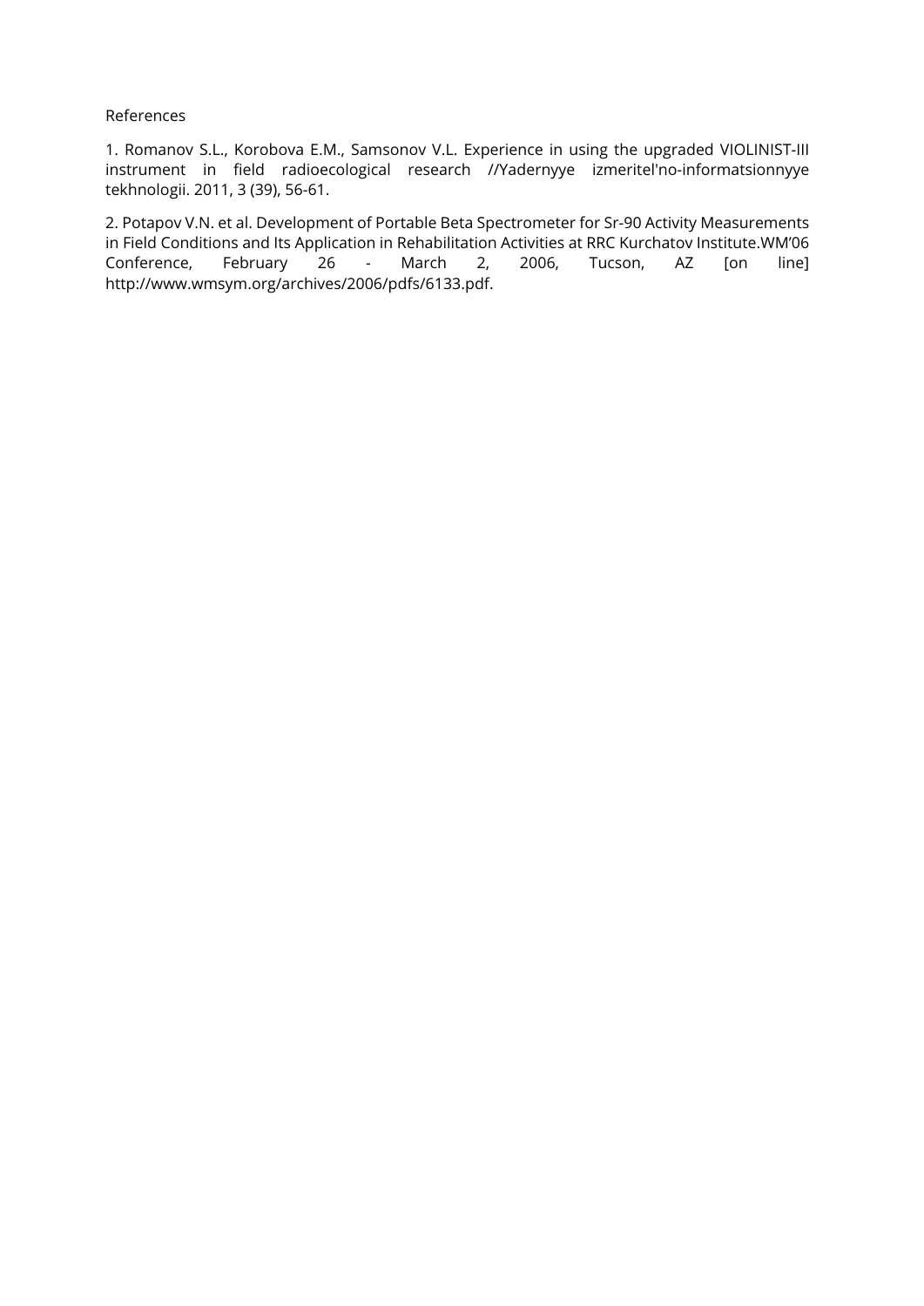References

1. Romanov S.L., Korobova E.M., Samsonov V.L. Experience in using the upgraded VIOLINIST-III instrument in field radioecological research //Yadernyye izmeritel'no-informatsionnyye tekhnologii. 2011, 3 (39), 56-61.

2. Potapov V.N. et al. Development of Portable Beta Spectrometer for Sr-90 Activity Measurements in Field Conditions and Its Application in Rehabilitation Activities at RRC Kurchatov Institute.WM'06 Conference, February 26 - March 2, 2006, Tucson, AZ [on line] http://www.wmsym.org/archives/2006/pdfs/6133.pdf.